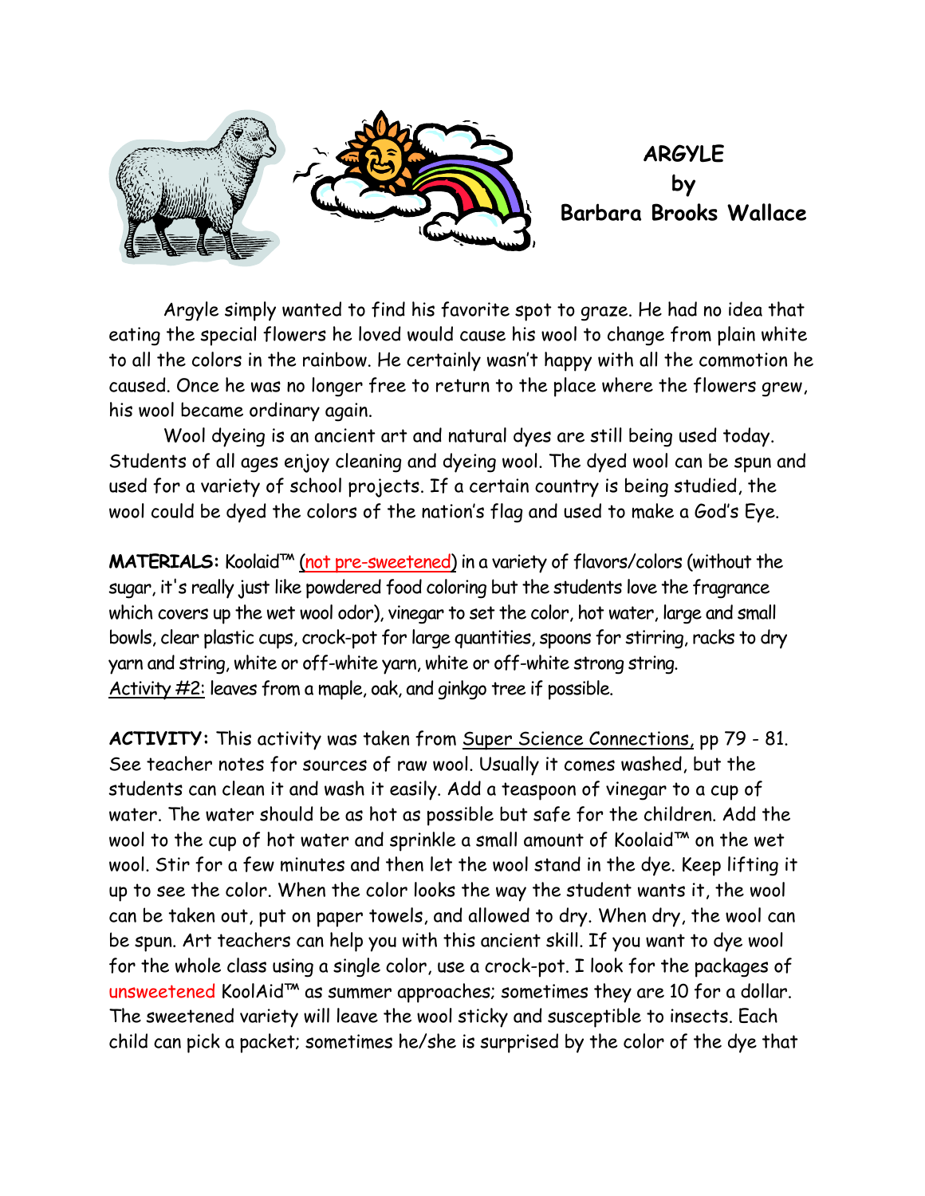# ARGYLE
## by
## Barbara Brooks Wallace

Argyle simply wanted to find his favorite spot to graze. He had no idea that eating the special flowers he loved would cause his wool to change from plain white to all the colors in the rainbow. He certainly wasn't happy with all the commotion he caused. Once he was no longer free to return to the place where the flowers grew, his wool became ordinary again.

Wool dyeing is an ancient art and natural dyes are still being used today. Students of all ages enjoy cleaning and dyeing wool. The dyed wool can be spun and used for a variety of school projects. If a certain country is being studied, the wool could be dyed the colors of the nation's flag and used to make a God's Eye.

**MATERIALS:** Koolaid™ (not pre-sweetened) in a variety of flavors/colors (without the sugar, it's really just like powdered food coloring but the students love the fragrance which covers up the wet wool odor), vinegar to set the color, hot water, large and small bowls, clear plastic cups, crock-pot for large quantities, spoons for stirring, racks to dry yarn and string, white or off-white yarn, white or off-white strong string.
Activity #2: leaves from a maple, oak, and ginkgo tree if possible.

**ACTIVITY:** This activity was taken from Super Science Connections, pp 79 - 81. See teacher notes for sources of raw wool. Usually it comes washed, but the students can clean it and wash it easily. Add a teaspoon of vinegar to a cup of water. The water should be as hot as possible but safe for the children. Add the wool to the cup of hot water and sprinkle a small amount of Koolaid™ on the wet wool. Stir for a few minutes and then let the wool stand in the dye. Keep lifting it up to see the color. When the color looks the way the student wants it, the wool can be taken out, put on paper towels, and allowed to dry. When dry, the wool can be spun. Art teachers can help you with this ancient skill. If you want to dye wool for the whole class using a single color, use a crock-pot. I look for the packages of unsweetened KoolAid™ as summer approaches; sometimes they are 10 for a dollar. The sweetened variety will leave the wool sticky and susceptible to insects. Each child can pick a packet; sometimes he/she is surprised by the color of the dye that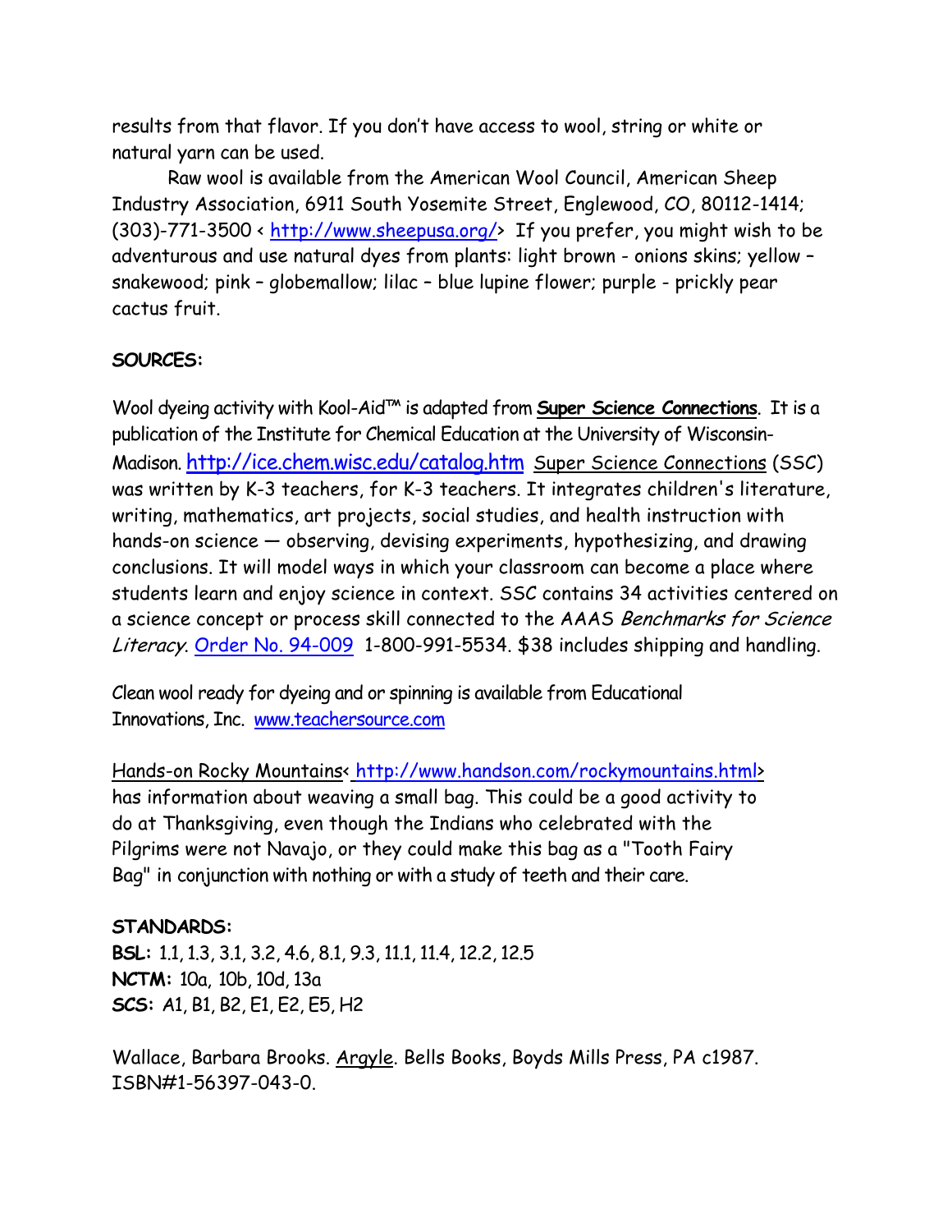results from that flavor. If you don't have access to wool, string or white or natural yarn can be used.

Raw wool is available from the American Wool Council, American Sheep Industry Association, 6911 South Yosemite Street, Englewood, CO, 80112-1414; (303)-771-3500 < http://www.sheepusa.org/> If you prefer, you might wish to be adventurous and use natural dyes from plants: light brown - onions skins; yellow – snakewood; pink – globemallow; lilac – blue lupine flower; purple - prickly pear cactus fruit.

**SOURCES:**

Wool dyeing activity with Kool-Aid™ is adapted from **Super Science Connections**. It is a publication of the Institute for Chemical Education at the University of Wisconsin-Madison. http://ice.chem.wisc.edu/catalog.htm Super Science Connections (SSC) was written by K-3 teachers, for K-3 teachers. It integrates children's literature, writing, mathematics, art projects, social studies, and health instruction with hands-on science — observing, devising experiments, hypothesizing, and drawing conclusions. It will model ways in which your classroom can become a place where students learn and enjoy science in context. SSC contains 34 activities centered on a science concept or process skill connected to the AAAS *Benchmarks for Science Literacy*. Order No. 94-009 1-800-991-5534. $38 includes shipping and handling.

Clean wool ready for dyeing and or spinning is available from Educational Innovations, Inc. www.teachersource.com

Hands-on Rocky Mountains< http://www.handson.com/rockymountains.html> has information about weaving a small bag. This could be a good activity to do at Thanksgiving, even though the Indians who celebrated with the Pilgrims were not Navajo, or they could make this bag as a "Tooth Fairy Bag" in conjunction with nothing or with a study of teeth and their care.

**STANDARDS:**
**BSL:** 1.1, 1.3, 3.1, 3.2, 4.6, 8.1, 9.3, 11.1, 11.4, 12.2, 12.5
**NCTM:** 10a, 10b, 10d, 13a
**SCS:** A1, B1, B2, E1, E2, E5, H2

Wallace, Barbara Brooks. Argyle. Bells Books, Boyds Mills Press, PA c1987. ISBN#1-56397-043-0.